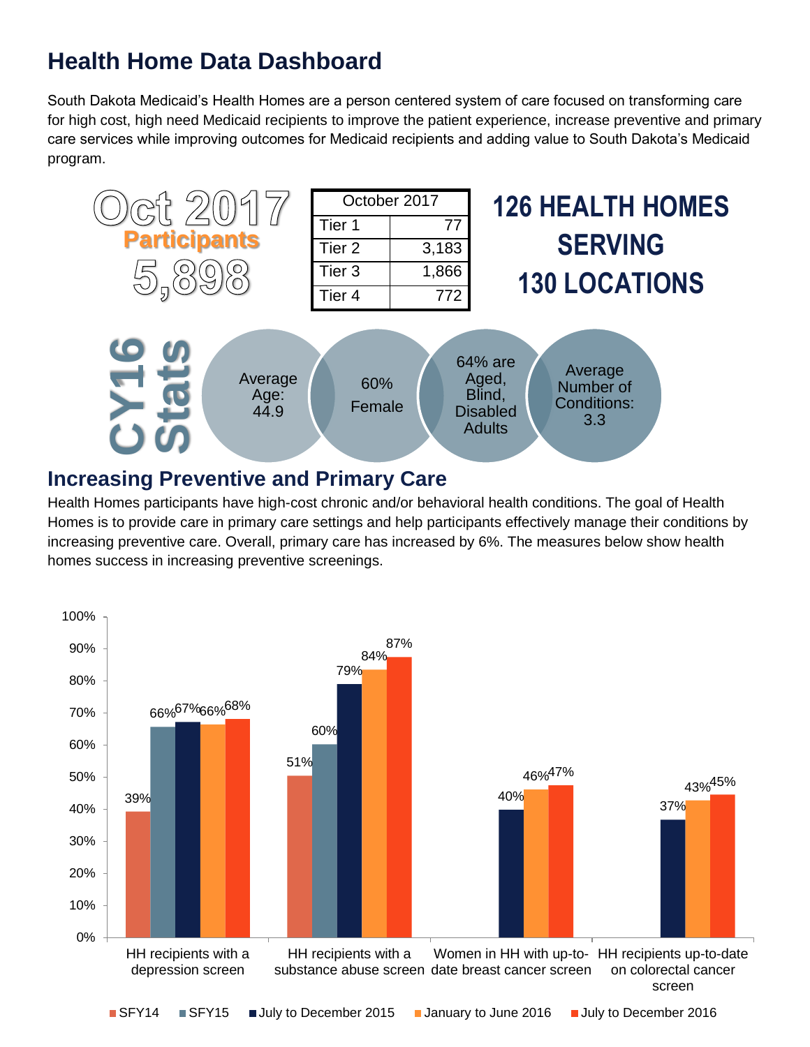# Health Home Data Dashboard

South Dakota Medicaid's Health Homes are a person centered system of care focused on transforming care for high cost, high need Medicaid recipients to improve the patient experience, increase preventive and primary care services while improving outcomes for Medicaid recipients and adding value to South Dakota's Medicaid program.

**Oct 2017 Participants 5,898**

| October 2017 | |
|---|---|
| Tier 1 | 77 |
| Tier 2 | 3,183 |
| Tier 3 | 1,866 |
| Tier 4 | 772 |

**126 HEALTH HOMES SERVING 130 LOCATIONS**

**CY16 Stats**

- Average Age: 44.9
- 60% Female
- 64% are Aged, Blind, Disabled Adults
- Average Number of Conditions: 3.3

## Increasing Preventive and Primary Care

Health Homes participants have high-cost chronic and/or behavioral health conditions. The goal of Health Homes is to provide care in primary care settings and help participants effectively manage their conditions by increasing preventive care. Overall, primary care has increased by 6%. The measures below show health homes success in increasing preventive screenings.

| Measure | SFY14 | SFY15 | July to December 2015 | January to June 2016 | July to December 2016 |
|---|---|---|---|---|---|
| HH recipients with a depression screen | 39% | 66% | 67% | 66% | 68% |
| HH recipients with a substance abuse screen | 51% | 60% | 79% | 84% | 87% |
| Women in HH with up-to-date breast cancer screen | | | 40% | 46% | 47% |
| HH recipients up-to-date on colorectal cancer screen | | | 37% | 43% | 45% |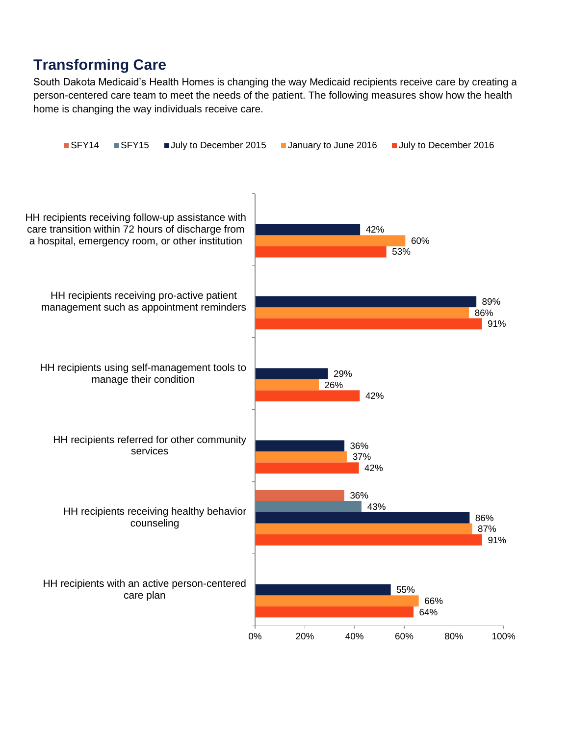## Transforming Care

South Dakota Medicaid's Health Homes is changing the way Medicaid recipients receive care by creating a person-centered care team to meet the needs of the patient. The following measures show how the health home is changing the way individuals receive care.

| Measure | SFY14 | SFY15 | July to December 2015 | January to June 2016 | July to December 2016 |
| --- | --- | --- | --- | --- | --- |
| HH recipients receiving follow-up assistance with care transition within 72 hours of discharge from a hospital, emergency room, or other institution | | | 42% | 60% | 53% |
| HH recipients receiving pro-active patient management such as appointment reminders | | | 89% | 86% | 91% |
| HH recipients using self-management tools to manage their condition | | | 29% | 26% | 42% |
| HH recipients referred for other community services | | | 36% | 37% | 42% |
| HH recipients receiving healthy behavior counseling | 36% | 43% | 86% | 87% | 91% |
| HH recipients with an active person-centered care plan | | | 55% | 66% | 64% |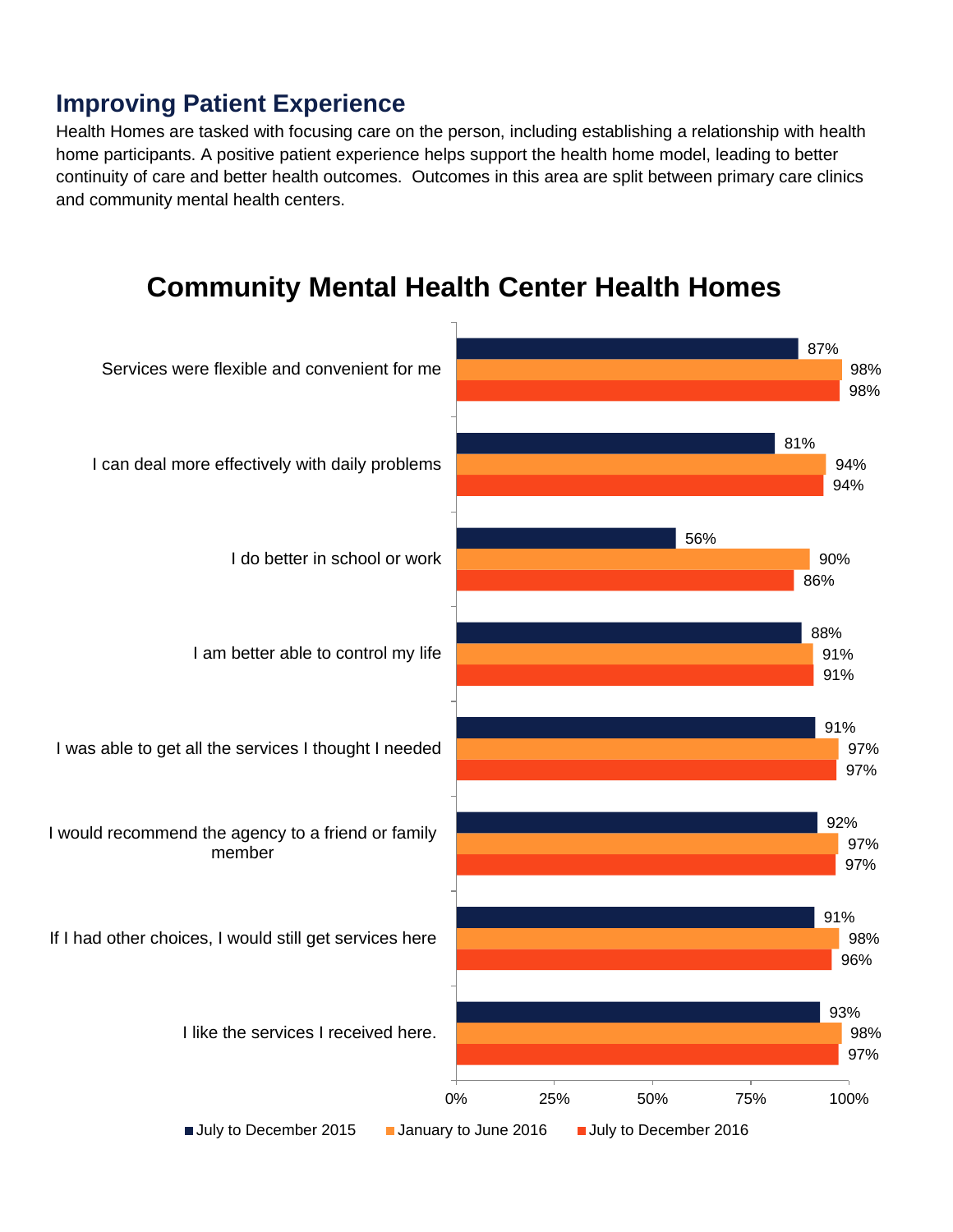## Improving Patient Experience

Health Homes are tasked with focusing care on the person, including establishing a relationship with health home participants. A positive patient experience helps support the health home model, leading to better continuity of care and better health outcomes. Outcomes in this area are split between primary care clinics and community mental health centers.

### Community Mental Health Center Health Homes

| | July to December 2015 | January to June 2016 | July to December 2016 |
|---|---|---|---|
| Services were flexible and convenient for me | 87% | 98% | 98% |
| I can deal more effectively with daily problems | 81% | 94% | 94% |
| I do better in school or work | 56% | 90% | 86% |
| I am better able to control my life | 88% | 91% | 91% |
| I was able to get all the services I thought I needed | 91% | 97% | 97% |
| I would recommend the agency to a friend or family member | 92% | 97% | 97% |
| If I had other choices, I would still get services here | 91% | 98% | 96% |
| I like the services I received here. | 93% | 98% | 97% |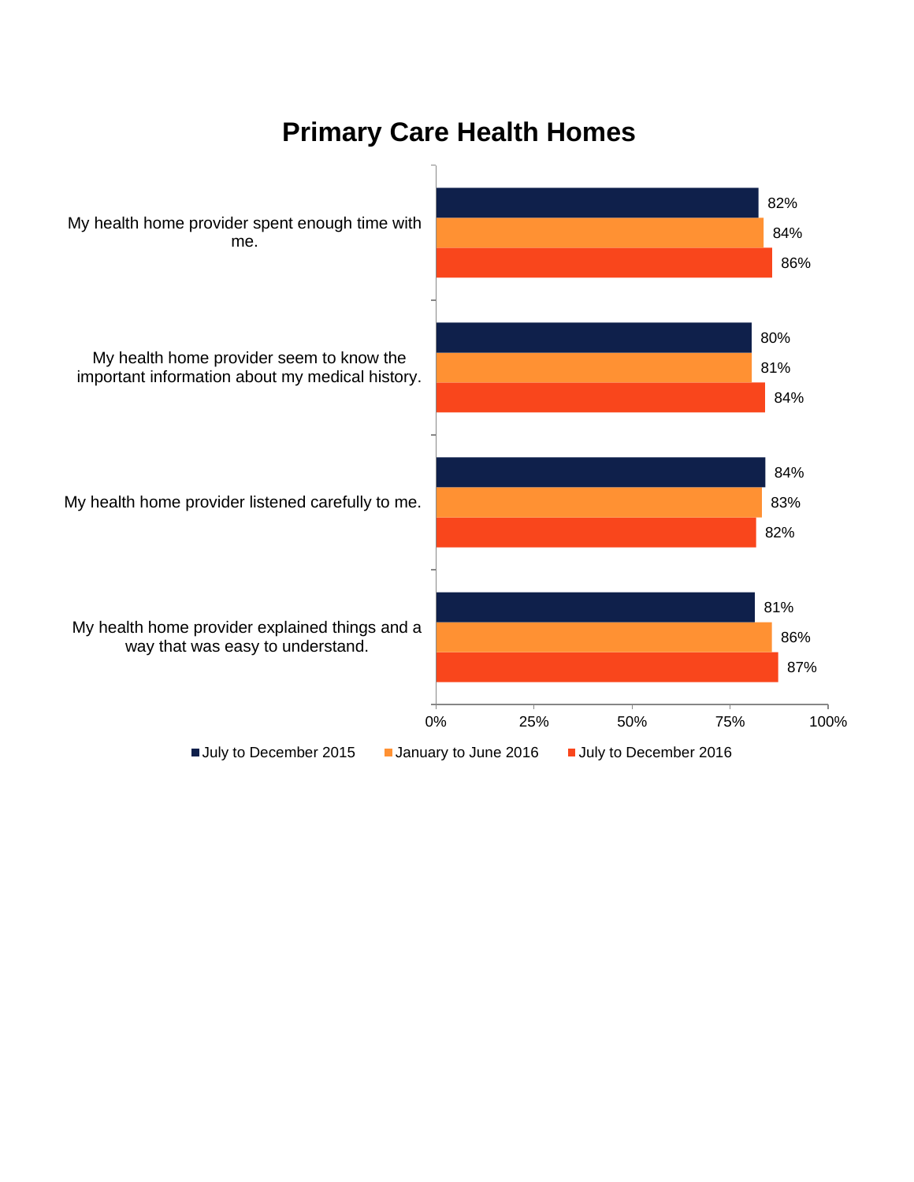# Primary Care Health Homes

| | July to December 2015 | January to June 2016 | July to December 2016 |
|---|---|---|---|
| My health home provider spent enough time with me. | 82% | 84% | 86% |
| My health home provider seem to know the important information about my medical history. | 80% | 81% | 84% |
| My health home provider listened carefully to me. | 84% | 83% | 82% |
| My health home provider explained things and a way that was easy to understand. | 81% | 86% | 87% |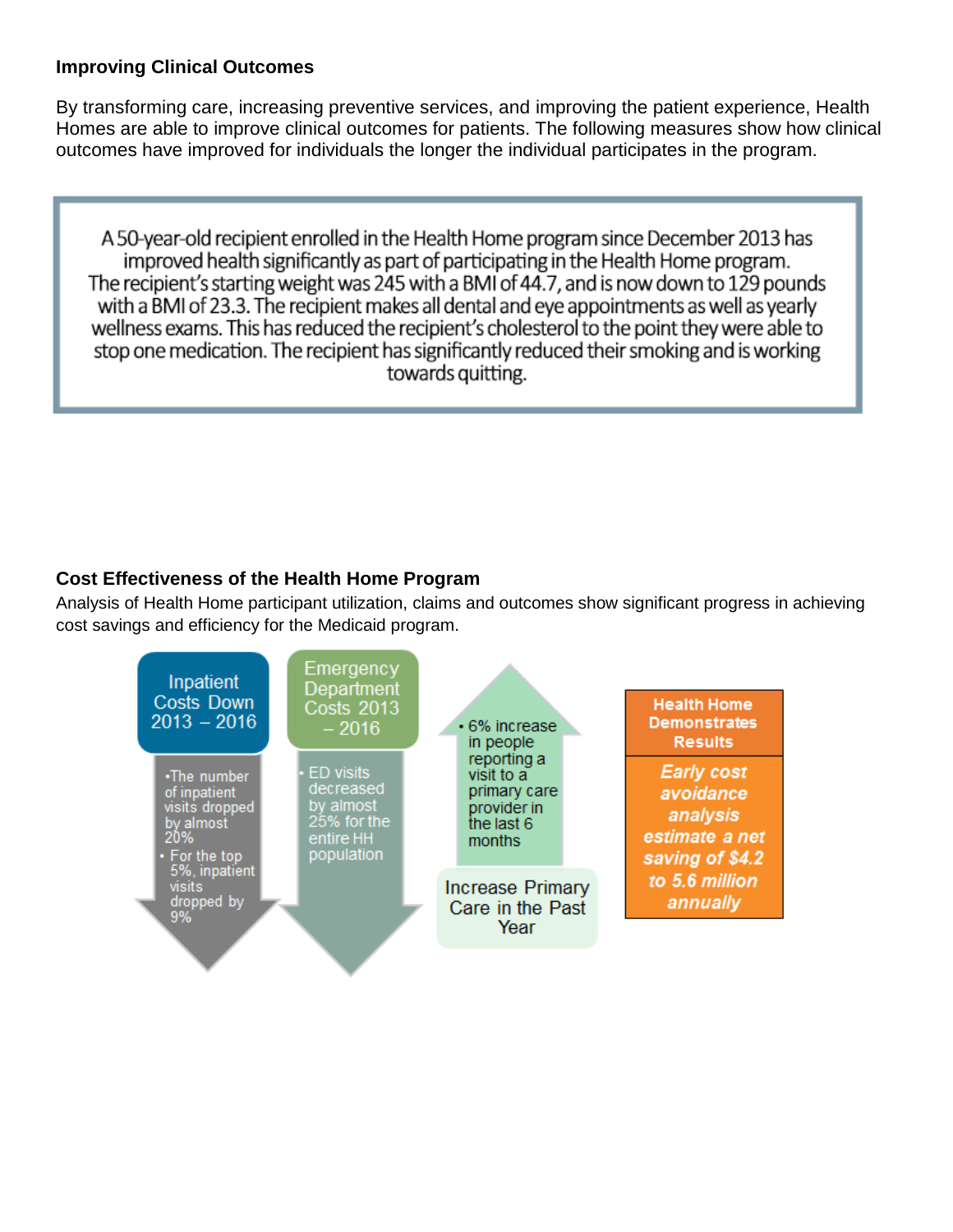### Improving Clinical Outcomes

By transforming care, increasing preventive services, and improving the patient experience, Health Homes are able to improve clinical outcomes for patients. The following measures show how clinical outcomes have improved for individuals the longer the individual participates in the program.

> A 50-year-old recipient enrolled in the Health Home program since December 2013 has improved health significantly as part of participating in the Health Home program. The recipient's starting weight was 245 with a BMI of 44.7, and is now down to 129 pounds with a BMI of 23.3. The recipient makes all dental and eye appointments as well as yearly wellness exams. This has reduced the recipient's cholesterol to the point they were able to stop one medication. The recipient has significantly reduced their smoking and is working towards quitting.

### Cost Effectiveness of the Health Home Program

Analysis of Health Home participant utilization, claims and outcomes show significant progress in achieving cost savings and efficiency for the Medicaid program.

Inpatient Costs Down 2013 – 2016

- The number of inpatient visits dropped by almost 20%
- For the top 5%, inpatient visits dropped by 9%

Emergency Department Costs 2013 – 2016

- ED visits decreased by almost 25% for the entire HH population

Increase Primary Care in the Past Year

- 6% increase in people reporting a visit to a primary care provider in the last 6 months

**Health Home Demonstrates Results**

***Early cost avoidance analysis estimate a net saving of $4.2 to 5.6 million annually***